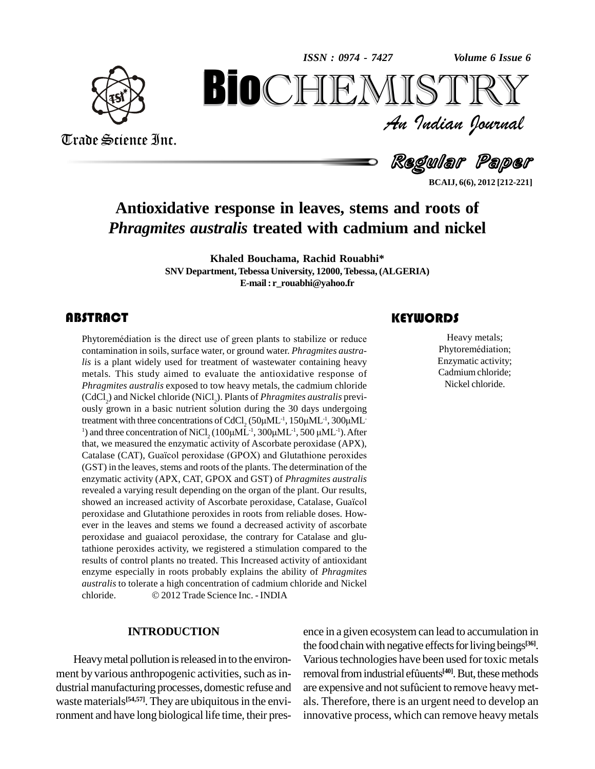# Antioxidative response in leaves, stems and roots of *Phragmites australis* treated with cadmium and nickel

**Khaled Bouchama, Rachid Rouabhi***

**SNV Department, Tebessa University, 12000, Tebessa, (ALGERIA)**

**E-mail : r_rouabhi@yahoo.fr**

## ABSTRACT

Phytoremédiation is the direct use of green plants to stabilize or reduce contamination in soils, surface water, or ground water. *Phragmites australis* is a plant widely used for treatment of wastewater containing heavy metals. This study aimed to evaluate the antioxidative response of *Phragmites australis* exposed to tow heavy metals, the cadmium chloride ($CdCl_2$) and Nickel chloride ($NiCl_2$). Plants of *Phragmites australis* previously grown in a basic nutrient solution during the 30 days undergoing treatment with three concentrations of $CdCl_2$ (50µ$ML^{-1}$, 150µ$ML^{-1}$, 300µ$ML^{-1}$) and three concentration of $NiCl_2$ (100µ$ML^{-1}$, 300µ$ML^{-1}$, 500 µ$ML^{-1}$). After that, we measured the enzymatic activity of Ascorbate peroxidase (APX), Catalase (CAT), Guaïcol peroxidase (GPOX) and Glutathione peroxides (GST) in the leaves, stems and roots of the plants. The determination of the enzymatic activity (APX, CAT, GPOX and GST) of *Phragmites australis* revealed a varying result depending on the organ of the plant. Our results, showed an increased activity of Ascorbate peroxidase, Catalase, Guaïcol peroxidase and Glutathione peroxides in roots from reliable doses. However in the leaves and stems we found a decreased activity of ascorbate peroxidase and guaiacol peroxidase, the contrary for Catalase and glutathione peroxides activity, we registered a stimulation compared to the results of control plants no treated. This Increased activity of antioxidant enzyme especially in roots probably explains the ability of *Phragmites australis* to tolerate a high concentration of cadmium chloride and Nickel chloride. © 2012 Trade Science Inc. - INDIA

## KEYWORDS

Heavy metals;
Phytoremédiation;
Enzymatic activity;
Cadmium chloride;
Nickel chloride.

## INTRODUCTION

Heavy metal pollution is released in to the environment by various anthropogenic activities, such as industrial manufacturing processes, domestic refuse and waste materials[54,57]. They are ubiquitous in the environment and have long biological life time, their presence in a given ecosystem can lead to accumulation in the food chain with negative effects for living beings[36]. Various technologies have been used for toxic metals removal from industrial efûuents[40]. But, these methods are expensive and not sufûcient to remove heavy metals. Therefore, there is an urgent need to develop an innovative process, which can remove heavy metals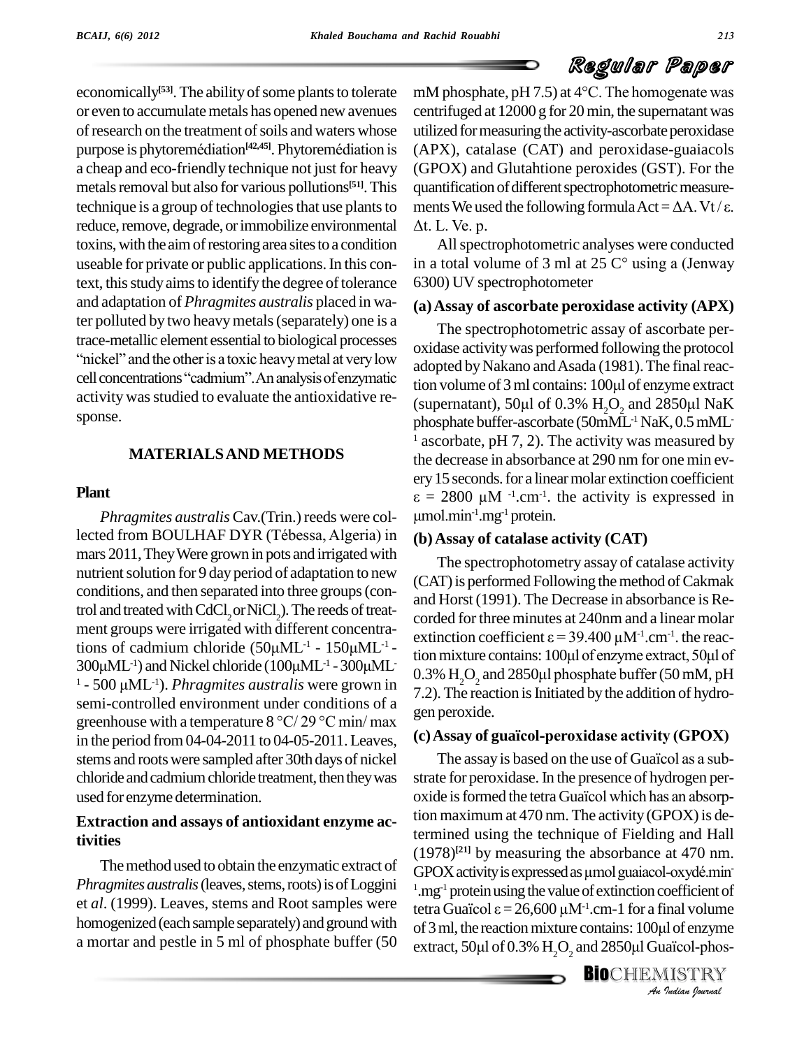economically[53]. The ability of some plants to tolerate or even to accumulate metals has opened new avenues of research on the treatment of soils and waters whose purpose is phytoremédiation[42,45]. Phytoremédiation is a cheap and eco-friendly technique not just for heavy metals removal but also for various pollutions[51]. This technique is a group of technologies that use plants to reduce, remove, degrade, or immobilize environmental toxins, with the aim of restoring area sites to a condition useable for private or public applications. In this context, this study aims to identify the degree of tolerance and adaptation of *Phragmites australis* placed in water polluted by two heavy metals (separately) one is a trace-metallic element essential to biological processes "nickel" and the other is a toxic heavy metal at very low cell concentrations "cadmium". An analysis of enzymatic activity was studied to evaluate the antioxidative response.

## MATERIALS AND METHODS

### Plant

*Phragmites australis* Cav.(Trin.) reeds were collected from BOULHAF DYR (Tébessa, Algeria) in mars 2011, They Were grown in pots and irrigated with nutrient solution for 9 day period of adaptation to new conditions, and then separated into three groups (control and treated with $CdCl_2$ or $NiCl_2$). The reeds of treatment groups were irrigated with different concentrations of cadmium chloride ($50\mu ML^{-1}$ - $150\mu ML^{-1}$ - $300\mu ML^{-1}$) and Nickel chloride ($100\mu ML^{-1}$ - $300\mu ML^{-1}$ - $500\ \mu ML^{-1}$). *Phragmites australis* were grown in semi-controlled environment under conditions of a greenhouse with a temperature 8 °C/ 29 °C min/ max in the period from 04-04-2011 to 04-05-2011. Leaves, stems and roots were sampled after 30th days of nickel chloride and cadmium chloride treatment, then they was used for enzyme determination.

### Extraction and assays of antioxidant enzyme activities

The method used to obtain the enzymatic extract of *Phragmites australis* (leaves, stems, roots) is of Loggini et *al*. (1999). Leaves, stems and Root samples were homogenized (each sample separately) and ground with a mortar and pestle in 5 ml of phosphate buffer (50 mM phosphate, pH 7.5) at 4°C. The homogenate was centrifuged at 12000 g for 20 min, the supernatant was utilized for measuring the activity-ascorbate peroxidase (APX), catalase (CAT) and peroxidase-guaiacols (GPOX) and Glutahtione peroxides (GST). For the quantification of different spectrophotometric measurements We used the following formula $Act = \Delta A.\ Vt / \varepsilon.\ \Delta t.\ L.\ Ve.\ p.$

All spectrophotometric analyses were conducted in a total volume of 3 ml at 25 C° using a (Jenway 6300) UV spectrophotometer

#### (a) Assay of ascorbate peroxidase activity (APX)

The spectrophotometric assay of ascorbate peroxidase activity was performed following the protocol adopted by Nakano and Asada (1981). The final reaction volume of 3 ml contains: 100µl of enzyme extract (supernatant), 50µl of 0.3% $H_2O_2$ and 2850µl NaK phosphate buffer-ascorbate (50$mML^{-1}$ NaK, 0.5 $mML^{-1}$ ascorbate, pH 7, 2). The activity was measured by the decrease in absorbance at 290 nm for one min every 15 seconds. for a linear molar extinction coefficient $\varepsilon = 2800\ \mu M^{-1}.cm^{-1}$. the activity is expressed in $\mu mol.min^{-1}.mg^{-1}$ protein.

#### (b) Assay of catalase activity (CAT)

The spectrophotometry assay of catalase activity (CAT) is performed Following the method of Cakmak and Horst (1991). The Decrease in absorbance is Recorded for three minutes at 240nm and a linear molar extinction coefficient $\varepsilon = 39.400\ \mu M^{-1}.cm^{-1}$. the reaction mixture contains: 100µl of enzyme extract, 50µl of 0.3% $H_2O_2$ and 2850µl phosphate buffer (50 mM, pH 7.2). The reaction is Initiated by the addition of hydrogen peroxide.

#### (c) Assay of guaïcol-peroxidase activity (GPOX)

The assay is based on the use of Guaïcol as a substrate for peroxidase. In the presence of hydrogen peroxide is formed the tetra Guaïcol which has an absorption maximum at 470 nm. The activity (GPOX) is determined using the technique of Fielding and Hall (1978)[21] by measuring the absorbance at 470 nm. GPOX activity is expressed as µmol guaiacol-oxydé.$min^{-1}.mg^{-1}$ protein using the value of extinction coefficient of tetra Guaïcol $\varepsilon = 26,600\ \mu M^{-1}.cm^{-1}$ for a final volume of 3 ml, the reaction mixture contains: 100µl of enzyme extract, 50µl of 0.3% $H_2O_2$ and 2850µl Guaïcol-phos-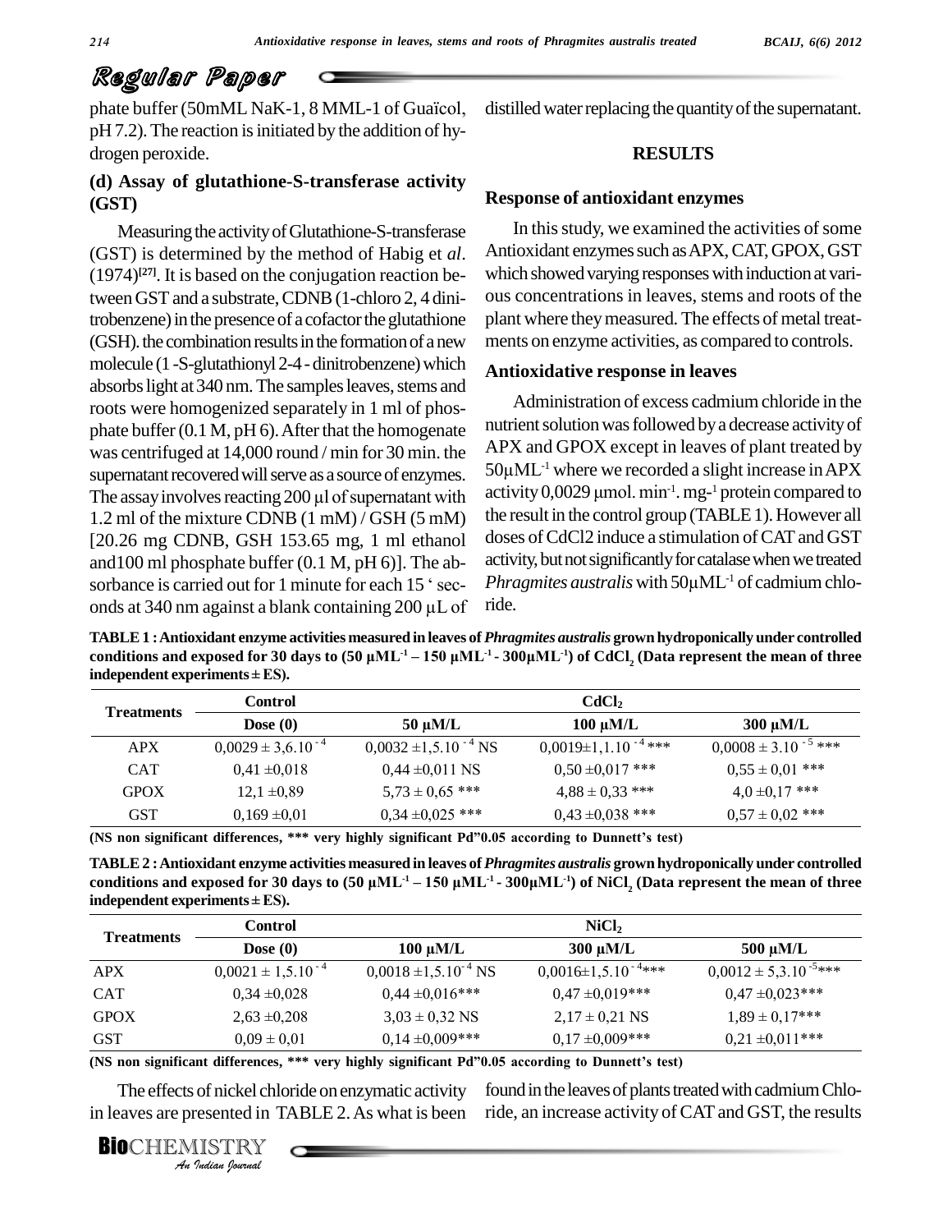phate buffer (50mML NaK-1, 8 MML-1 of Guaïcol, pH 7.2). The reaction is initiated by the addition of hydrogen peroxide.

### (d) Assay of glutathione-S-transferase activity (GST)

Measuring the activity of Glutathione-S-transferase (GST) is determined by the method of Habig et *al*. (1974)[27]. It is based on the conjugation reaction between GST and a substrate, CDNB (1-chloro 2, 4 dinitrobenzene) in the presence of a cofactor the glutathione (GSH). the combination results in the formation of a new molecule (1 -S-glutathionyl 2-4 - dinitrobenzene) which absorbs light at 340 nm. The samples leaves, stems and roots were homogenized separately in 1 ml of phosphate buffer (0.1 M, pH 6). After that the homogenate was centrifuged at 14,000 round / min for 30 min. the supernatant recovered will serve as a source of enzymes. The assay involves reacting 200 µl of supernatant with 1.2 ml of the mixture CDNB (1 mM) / GSH (5 mM) [20.26 mg CDNB, GSH 153.65 mg, 1 ml ethanol and100 ml phosphate buffer (0.1 M, pH 6)]. The absorbance is carried out for 1 minute for each 15 ' seconds at 340 nm against a blank containing 200 µL of distilled water replacing the quantity of the supernatant.

## RESULTS

### Response of antioxidant enzymes

In this study, we examined the activities of some Antioxidant enzymes such as APX, CAT, GPOX, GST which showed varying responses with induction at various concentrations in leaves, stems and roots of the plant where they measured. The effects of metal treatments on enzyme activities, as compared to controls.

### Antioxidative response in leaves

Administration of excess cadmium chloride in the nutrient solution was followed by a decrease activity of APX and GPOX except in leaves of plant treated by $50\mu ML^{-1}$ where we recorded a slight increase in APX activity 0,0029 $\mu mol.\ min^{-1}.\ mg^{-1}$ protein compared to the result in the control group (TABLE 1). However all doses of $CdCl_2$ induce a stimulation of CAT and GST activity, but not significantly for catalase when we treated *Phragmites australis* with $50\mu ML^{-1}$ of cadmium chloride.

**TABLE 1 : Antioxidant enzyme activities measured in leaves of *Phragmites australis* grown hydroponically under controlled conditions and exposed for 30 days to ($50\ \mu ML^{-1}$ – $150\ \mu ML^{-1}$ - $300\mu ML^{-1}$) of $CdCl_2$ (Data represent the mean of three independent experiments ± ES).**

| Treatments | Control | $CdCl_2$ | | |
|---|---|---|---|---|
| | Dose (0) | 50 µM/L | 100 µM/L | 300 µM/L |
| APX | $0,0029 \pm 3,6.10^{-4}$ | $0,0032 \pm 1,5.10^{-4}$ NS | $0,0019 \pm 1,1.10^{-4}$ *** | $0,0008 \pm 3.10^{-5}$ *** |
| CAT | 0,41 ±0,018 | 0,44 ±0,011 NS | 0,50 ±0,017 *** | 0,55 ± 0,01 *** |
| GPOX | 12,1 ±0,89 | 5,73 ± 0,65 *** | 4,88 ± 0,33 *** | 4,0 ±0,17 *** |
| GST | 0,169 ±0,01 | 0,34 ±0,025 *** | 0,43 ±0,038 *** | 0,57 ± 0,02 *** |

**(NS non significant differences, \*\*\* very highly significant Pd"0.05 according to Dunnett's test)**

**TABLE 2 : Antioxidant enzyme activities measured in leaves of *Phragmites australis* grown hydroponically under controlled conditions and exposed for 30 days to ($50\ \mu ML^{-1}$ – $150\ \mu ML^{-1}$ - $300\mu ML^{-1}$) of $NiCl_2$ (Data represent the mean of three independent experiments ± ES).**

| Treatments | Control | $NiCl_2$ | | |
|---|---|---|---|---|
| | Dose (0) | 100 µM/L | 300 µM/L | 500 µM/L |
| APX | $0,0021 \pm 1,5.10^{-4}$ | $0,0018 \pm 1,5.10^{-4}$ NS | $0,0016 \pm 1,5.10^{-4}$*** | $0,0012 \pm 5,3.10^{-5}$*** |
| CAT | 0,34 ±0,028 | 0,44 ±0,016*** | 0,47 ±0,019*** | 0,47 ±0,023*** |
| GPOX | 2,63 ±0,208 | 3,03 ± 0,32 NS | 2,17 ± 0,21 NS | 1,89 ± 0,17*** |
| GST | 0,09 ± 0,01 | 0,14 ±0,009*** | 0,17 ±0,009*** | 0,21 ±0,011*** |

**(NS non significant differences, \*\*\* very highly significant Pd"0.05 according to Dunnett's test)**

The effects of nickel chloride on enzymatic activity in leaves are presented in TABLE 2. As what is been found in the leaves of plants treated with cadmium Chloride, an increase activity of CAT and GST, the results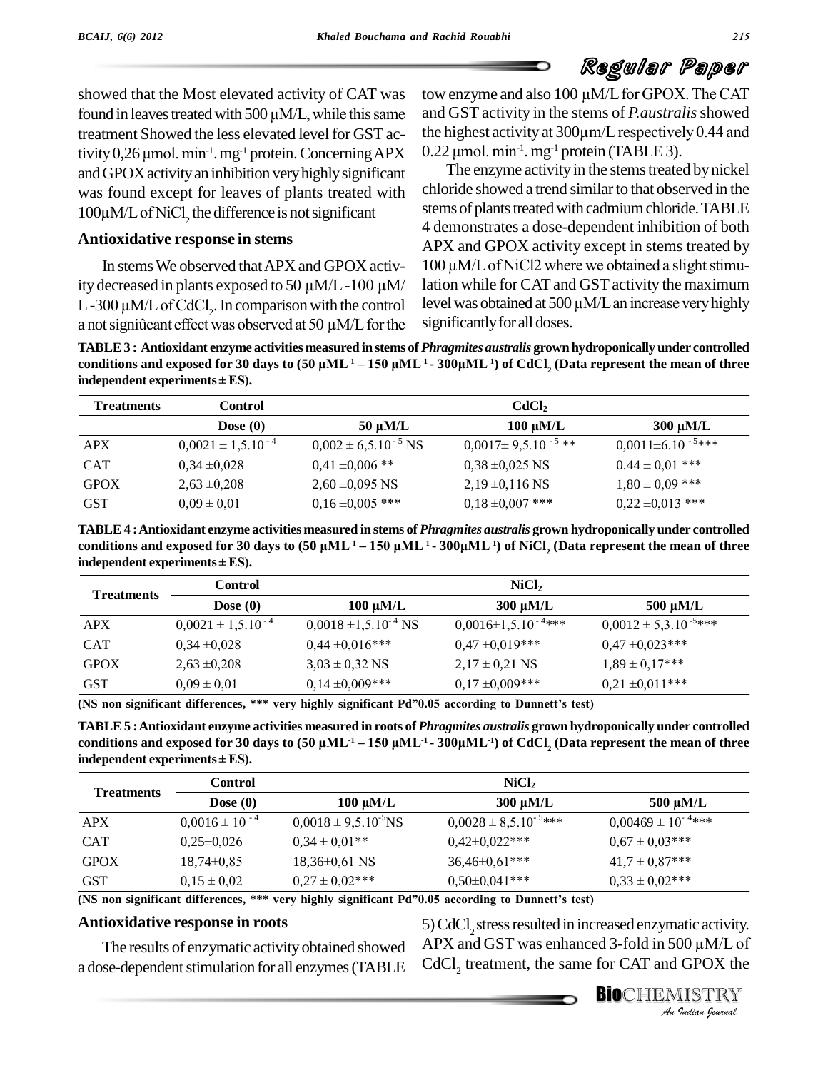showed that the Most elevated activity of CAT was found in leaves treated with 500 μM/L, while this same treatment Showed the less elevated level for GST activity 0,26 μmol. $min^{-1}$. $mg^{-1}$ protein. Concerning APX and GPOX activity an inhibition very highly significant was found except for leaves of plants treated with 100μM/L of $NiCl_2$ the difference is not significant

## Antioxidative response in stems

In stems We observed that APX and GPOX activity decreased in plants exposed to 50 μM/L -100 μM/L -300 μM/L of $CdCl_2$. In comparison with the control a not signiûcant effect was observed at 50 μM/L for the tow enzyme and also 100 μM/L for GPOX. The CAT and GST activity in the stems of *P.australis* showed the highest activity at 300μm/L respectively 0.44 and 0.22 μmol. $min^{-1}$. $mg^{-1}$ protein (TABLE 3).

The enzyme activity in the stems treated by nickel chloride showed a trend similar to that observed in the stems of plants treated with cadmium chloride. TABLE 4 demonstrates a dose-dependent inhibition of both APX and GPOX activity except in stems treated by 100 μM/L of NiCl2 where we obtained a slight stimulation while for CAT and GST activity the maximum level was obtained at 500 μM/L an increase very highly significantly for all doses.

**TABLE 3 : Antioxidant enzyme activities measured in stems of *Phragmites australis* grown hydroponically under controlled conditions and exposed for 30 days to (50 $\mu ML^{-1}$ – 150 $\mu ML^{-1}$ - 300$\mu ML^{-1}$) of $CdCl_2$ (Data represent the mean of three independent experiments ± ES).**

| Treatments | Control | $CdCl_2$ | | |
|---|---|---|---|---|
| | Dose (0) | 50 μM/L | 100 μM/L | 300 μM/L |
| APX | $0,0021 \pm 1,5.10^{-4}$ | $0,002 \pm 6,5.10^{-5}$ NS | $0,0017 \pm 9,5.10^{-5}$ ** | $0,0011 \pm 6.10^{-5}$*** |
| CAT | 0,34 ±0,028 | 0,41 ±0,006 ** | 0,38 ±0,025 NS | 0.44 ± 0,01 *** |
| GPOX | 2,63 ±0,208 | 2,60 ±0,095 NS | 2,19 ±0,116 NS | 1,80 ± 0,09 *** |
| GST | 0,09 ± 0,01 | 0,16 ±0,005 *** | 0,18 ±0,007 *** | 0,22 ±0,013 *** |

**TABLE 4 : Antioxidant enzyme activities measured in stems of *Phragmites australis* grown hydroponically under controlled conditions and exposed for 30 days to (50 $\mu ML^{-1}$ – 150 $\mu ML^{-1}$ - 300$\mu ML^{-1}$) of $NiCl_2$ (Data represent the mean of three independent experiments ± ES).**

| Treatments | Control | $NiCl_2$ | | |
|---|---|---|---|---|
| | Dose (0) | 100 μM/L | 300 μM/L | 500 μM/L |
| APX | $0,0021 \pm 1,5.10^{-4}$ | $0,0018 \pm 1,5.10^{-4}$ NS | $0,0016 \pm 1,5.10^{-4}$*** | $0,0012 \pm 5,3.10^{-5}$*** |
| CAT | 0,34 ±0,028 | 0,44 ±0,016*** | 0,47 ±0,019*** | 0,47 ±0,023*** |
| GPOX | 2,63 ±0,208 | 3,03 ± 0,32 NS | 2,17 ± 0,21 NS | 1,89 ± 0,17*** |
| GST | 0,09 ± 0,01 | 0,14 ±0,009*** | 0,17 ±0,009*** | 0,21 ±0,011*** |

**(NS non significant differences, *** very highly significant Pd"0.05 according to Dunnett's test)**

**TABLE 5 : Antioxidant enzyme activities measured in roots of *Phragmites australis* grown hydroponically under controlled conditions and exposed for 30 days to (50 $\mu ML^{-1}$ – 150 $\mu ML^{-1}$ - 300$\mu ML^{-1}$) of $CdCl_2$ (Data represent the mean of three independent experiments ± ES).**

| Treatments | Control | $NiCl_2$ | | |
|---|---|---|---|---|
| | Dose (0) | 100 μM/L | 300 μM/L | 500 μM/L |
| APX | $0,0016 \pm 10^{-4}$ | $0,0018 \pm 9,5.10^{-5}$NS | $0,0028 \pm 8,5.10^{-5}$*** | $0,00469 \pm 10^{-4}$*** |
| CAT | 0,25±0,026 | 0,34 ± 0,01** | 0,42±0,022*** | 0,67 ± 0,03*** |
| GPOX | 18,74±0,85 | 18,36±0,61 NS | 36,46±0,61*** | 41,7 ± 0,87*** |
| GST | 0,15 ± 0,02 | 0,27 ± 0,02*** | 0,50±0,041*** | 0,33 ± 0,02*** |

**(NS non significant differences, *** very highly significant Pd"0.05 according to Dunnett's test)**

## Antioxidative response in roots

The results of enzymatic activity obtained showed a dose-dependent stimulation for all enzymes (TABLE 5) $CdCl_2$ stress resulted in increased enzymatic activity. APX and GST was enhanced 3-fold in 500 μM/L of $CdCl_2$ treatment, the same for CAT and GPOX the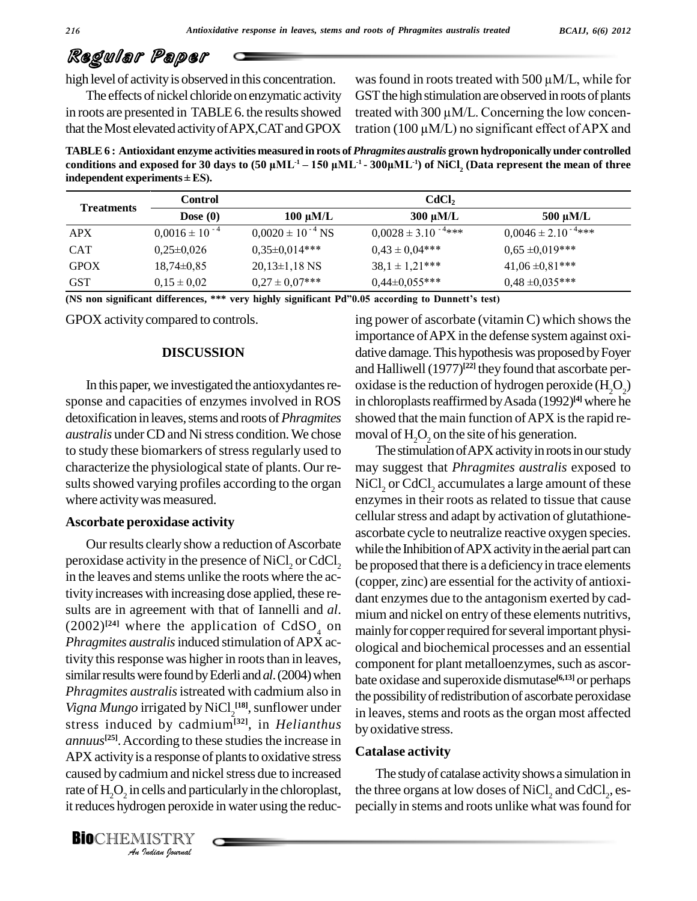high level of activity is observed in this concentration.

The effects of nickel chloride on enzymatic activity in roots are presented in TABLE 6. the results showed that the Most elevated activity of APX, CAT and GPOX was found in roots treated with 500 µM/L, while for GST the high stimulation are observed in roots of plants treated with 300 µM/L. Concerning the low concentration (100 µM/L) no significant effect of APX and GPOX activity compared to controls.

**TABLE 6 : Antioxidant enzyme activities measured in roots of *Phragmites australis* grown hydroponically under controlled conditions and exposed for 30 days to (50 µML$^{-1}$ – 150 µML$^{-1}$ - 300µML$^{-1}$) of NiCl$_2$ (Data represent the mean of three independent experiments ± ES).**

| Treatments | Control | $CdCl_2$ | | |
|---|---|---|---|---|
| | Dose (0) | 100 µM/L | 300 µM/L | 500 µM/L |
| APX | $0{,}0016 \pm 10^{-4}$ | $0{,}0020 \pm 10^{-4}$ NS | $0{,}0028 \pm 3.10^{-4}$*** | $0{,}0046 \pm 2.10^{-4}$*** |
| CAT | 0,25±0,026 | 0,35±0,014*** | 0,43 ± 0,04*** | 0,65 ±0,019*** |
| GPOX | 18,74±0,85 | 20,13±1,18 NS | 38,1 ± 1,21*** | 41,06 ±0,81*** |
| GST | 0,15 ± 0,02 | 0,27 ± 0,07*** | 0,44±0,055*** | 0,48 ±0,035*** |

**(NS non significant differences, *** very highly significant Pd"0.05 according to Dunnett's test)**

## DISCUSSION

In this paper, we investigated the antioxydantes response and capacities of enzymes involved in ROS detoxification in leaves, stems and roots of *Phragmites australis* under CD and Ni stress condition. We chose to study these biomarkers of stress regularly used to characterize the physiological state of plants. Our results showed varying profiles according to the organ where activity was measured.

### Ascorbate peroxidase activity

Our results clearly show a reduction of Ascorbate peroxidase activity in the presence of $NiCl_2$ or $CdCl_2$ in the leaves and stems unlike the roots where the activity increases with increasing dose applied, these results are in agreement with that of Iannelli and *al*. (2002)[24] where the application of $CdSO_4$ on *Phragmites australis* induced stimulation of APX activity this response was higher in roots than in leaves, similar results were found by Ederli and *al*. (2004) when *Phragmites australis* istreated with cadmium also in *Vigna Mungo* irrigated by $NiCl_2$[18], sunflower under stress induced by cadmium[32], in *Helianthus annuus*[25]. According to these studies the increase in APX activity is a response of plants to oxidative stress caused by cadmium and nickel stress due to increased rate of $H_2O_2$ in cells and particularly in the chloroplast, it reduces hydrogen peroxide in water using the reducing power of ascorbate (vitamin C) which shows the importance of APX in the defense system against oxidative damage. This hypothesis was proposed by Foyer and Halliwell (1977)[22] they found that ascorbate peroxidase is the reduction of hydrogen peroxide ($H_2O_2$) in chloroplasts reaffirmed by Asada (1992)[4] where he showed that the main function of APX is the rapid removal of $H_2O_2$ on the site of his generation.

The stimulation of APX activity in roots in our study may suggest that *Phragmites australis* exposed to $NiCl_2$ or $CdCl_2$ accumulates a large amount of these enzymes in their roots as related to tissue that cause cellular stress and adapt by activation of glutathione-ascorbate cycle to neutralize reactive oxygen species. while the Inhibition of APX activity in the aerial part can be proposed that there is a deficiency in trace elements (copper, zinc) are essential for the activity of antioxidant enzymes due to the antagonism exerted by cadmium and nickel on entry of these elements nutritivs, mainly for copper required for several important physiological and biochemical processes and an essential component for plant metalloenzymes, such as ascorbate oxidase and superoxide dismutase[6,13] or perhaps the possibility of redistribution of ascorbate peroxidase in leaves, stems and roots as the organ most affected by oxidative stress.

### Catalase activity

The study of catalase activity shows a simulation in the three organs at low doses of $NiCl_2$ and $CdCl_2$, especially in stems and roots unlike what was found for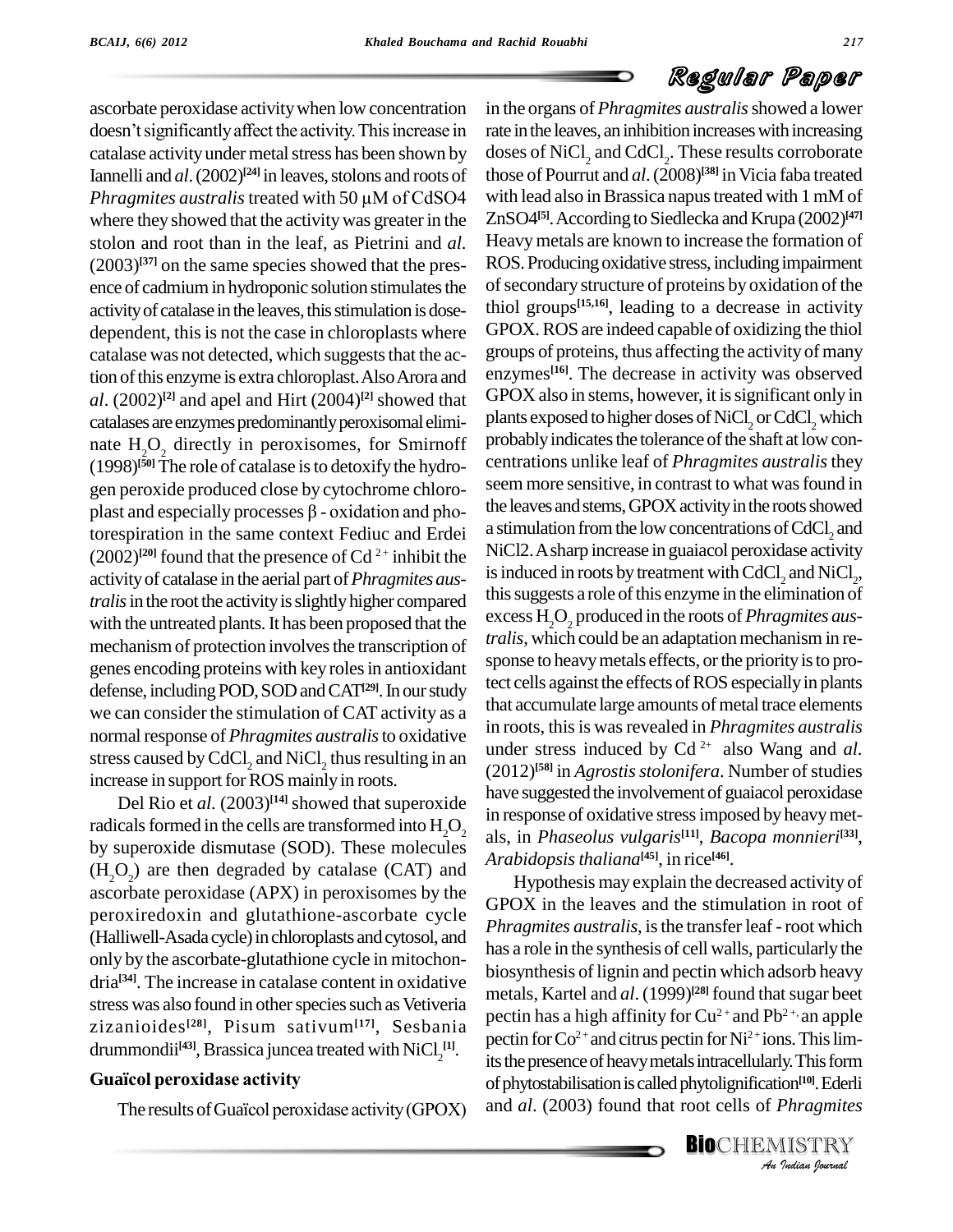ascorbate peroxidase activity when low concentration doesn't significantly affect the activity. This increase in catalase activity under metal stress has been shown by Iannelli and *al*. (2002)[24] in leaves, stolons and roots of *Phragmites australis* treated with 50 µM of CdSO4 where they showed that the activity was greater in the stolon and root than in the leaf, as Pietrini and *al*. (2003)[37] on the same species showed that the presence of cadmium in hydroponic solution stimulates the activity of catalase in the leaves, this stimulation is dose-dependent, this is not the case in chloroplasts where catalase was not detected, which suggests that the action of this enzyme is extra chloroplast. Also Arora and *al*. (2002)[2] and apel and Hirt (2004)[2] showed that catalases are enzymes predominantly peroxisomal eliminate $H_2O_2$ directly in peroxisomes, for Smirnoff (1998)[50] The role of catalase is to detoxify the hydrogen peroxide produced close by cytochrome chloroplast and especially processes β - oxidation and photorespiration in the same context Fediuc and Erdei (2002)[20] found that the presence of $Cd^{2+}$ inhibit the activity of catalase in the aerial part of *Phragmites australis* in the root the activity is slightly higher compared with the untreated plants. It has been proposed that the mechanism of protection involves the transcription of genes encoding proteins with key roles in antioxidant defense, including POD, SOD and CAT[29]. In our study we can consider the stimulation of CAT activity as a normal response of *Phragmites australis* to oxidative stress caused by $CdCl_2$ and $NiCl_2$ thus resulting in an increase in support for ROS mainly in roots.

Del Rio et *al*. (2003)[14] showed that superoxide radicals formed in the cells are transformed into $H_2O_2$ by superoxide dismutase (SOD). These molecules ($H_2O_2$) are then degraded by catalase (CAT) and ascorbate peroxidase (APX) in peroxisomes by the peroxiredoxin and glutathione-ascorbate cycle (Halliwell-Asada cycle) in chloroplasts and cytosol, and only by the ascorbate-glutathione cycle in mitochondria[34]. The increase in catalase content in oxidative stress was also found in other species such as Vetiveria zizanioides[28], Pisum sativum[17], Sesbania drummondii[43], Brassica juncea treated with $NiCl_2$[1].

## Guaïcol peroxidase activity

The results of Guaïcol peroxidase activity (GPOX) in the organs of *Phragmites australis* showed a lower rate in the leaves, an inhibition increases with increasing doses of $NiCl_2$ and $CdCl_2$. These results corroborate those of Pourrut and *al*. (2008)[38] in Vicia faba treated with lead also in Brassica napus treated with 1 mM of ZnSO4[5]. According to Siedlecka and Krupa (2002)[47] Heavy metals are known to increase the formation of ROS. Producing oxidative stress, including impairment of secondary structure of proteins by oxidation of the thiol groups[15,16], leading to a decrease in activity GPOX. ROS are indeed capable of oxidizing the thiol groups of proteins, thus affecting the activity of many enzymes[16]. The decrease in activity was observed GPOX also in stems, however, it is significant only in plants exposed to higher doses of $NiCl_2$ or $CdCl_2$ which probably indicates the tolerance of the shaft at low concentrations unlike leaf of *Phragmites australis* they seem more sensitive, in contrast to what was found in the leaves and stems, GPOX activity in the roots showed a stimulation from the low concentrations of $CdCl_2$ and NiCl2. A sharp increase in guaiacol peroxidase activity is induced in roots by treatment with $CdCl_2$ and $NiCl_2$, this suggests a role of this enzyme in the elimination of excess $H_2O_2$ produced in the roots of *Phragmites australis*, which could be an adaptation mechanism in response to heavy metals effects, or the priority is to protect cells against the effects of ROS especially in plants that accumulate large amounts of metal trace elements in roots, this is was revealed in *Phragmites australis* under stress induced by $Cd^{2+}$ also Wang and *al*. (2012)[58] in *Agrostis stolonifera*. Number of studies have suggested the involvement of guaiacol peroxidase in response of oxidative stress imposed by heavy metals, in *Phaseolus vulgaris*[11], *Bacopa monnieri*[33], *Arabidopsis thaliana*[45], in rice[46].

Hypothesis may explain the decreased activity of GPOX in the leaves and the stimulation in root of *Phragmites australis*, is the transfer leaf - root which has a role in the synthesis of cell walls, particularly the biosynthesis of lignin and pectin which adsorb heavy metals, Kartel and *al*. (1999)[28] found that sugar beet pectin has a high affinity for $Cu^{2+}$ and $Pb^{2+}$, an apple pectin for $Co^{2+}$ and citrus pectin for $Ni^{2+}$ ions. This limits the presence of heavy metals intracellularly. This form of phytostabilisation is called phytolignification[10]. Ederli and *al*. (2003) found that root cells of *Phragmites*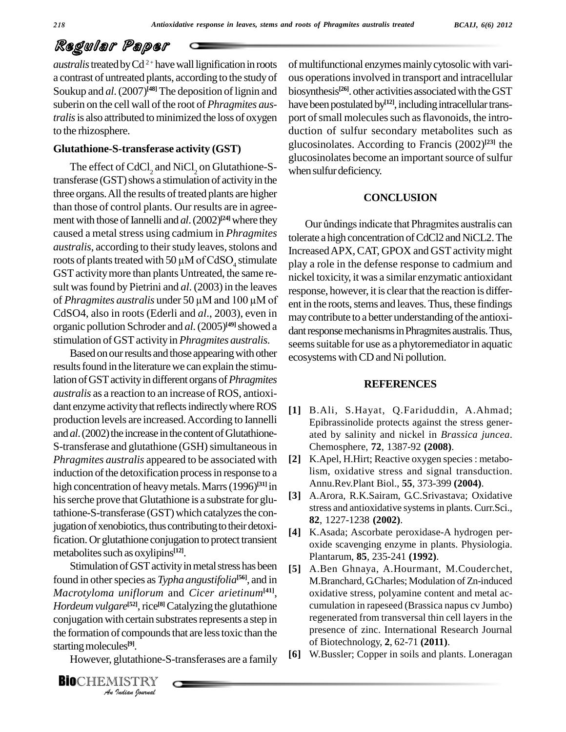*australis* treated by $Cd^{2+}$ have wall lignification in roots a contrast of untreated plants, according to the study of Soukup and *al*. (2007)[48] The deposition of lignin and suberin on the cell wall of the root of *Phragmites australis* is also attributed to minimized the loss of oxygen to the rhizosphere.

### Glutathione-S-transferase activity (GST)

The effect of $CdCl_2$ and $NiCl_2$ on Glutathione-S-transferase (GST) shows a stimulation of activity in the three organs. All the results of treated plants are higher than those of control plants. Our results are in agreement with those of Iannelli and *al*. (2002)[24] where they caused a metal stress using cadmium in *Phragmites australis*, according to their study leaves, stolons and roots of plants treated with 50 µM of $CdSO_4$ stimulate GST activity more than plants Untreated, the same result was found by Pietrini and *al*. (2003) in the leaves of *Phragmites australis* under 50 µM and 100 µM of CdSO4, also in roots (Ederli and *al*., 2003), even in organic pollution Schroder and *al*. (2005)[49] showed a stimulation of GST activity in *Phragmites australis*.

Based on our results and those appearing with other results found in the literature we can explain the stimulation of GST activity in different organs of *Phragmites australis* as a reaction to an increase of ROS, antioxidant enzyme activity that reflects indirectly where ROS production levels are increased. According to Iannelli and *al*. (2002) the increase in the content of Glutathione-S-transferase and glutathione (GSH) simultaneous in *Phragmites australis* appeared to be associated with induction of the detoxification process in response to a high concentration of heavy metals. Marrs (1996)[31] in his serche prove that Glutathione is a substrate for glutathione-S-transferase (GST) which catalyzes the conjugation of xenobiotics, thus contributing to their detoxification. Or glutathione conjugation to protect transient metabolites such as oxylipins[12].

Stimulation of GST activity in metal stress has been found in other species as *Typha angustifolia*[56], and in *Macrotyloma uniflorum* and *Cicer arietinum*[41], *Hordeum vulgare*[52], rice[8] Catalyzing the glutathione conjugation with certain substrates represents a step in the formation of compounds that are less toxic than the starting molecules[9].

However, glutathione-S-transferases are a family of multifunctional enzymes mainly cytosolic with various operations involved in transport and intracellular biosynthesis[26]. other activities associated with the GST have been postulated by[12], including intracellular transport of small molecules such as flavonoids, the introduction of sulfur secondary metabolites such as glucosinolates. According to Francis (2002)[23] the glucosinolates become an important source of sulfur when sulfur deficiency.

## CONCLUSION

Our ûndings indicate that Phragmites australis can tolerate a high concentration of CdCl2 and NiCL2. The Increased APX, CAT, GPOX and GST activity might play a role in the defense response to cadmium and nickel toxicity, it was a similar enzymatic antioxidant response, however, it is clear that the reaction is different in the roots, stems and leaves. Thus, these findings may contribute to a better understanding of the antioxidant response mechanisms in Phragmites australis. Thus, seems suitable for use as a phytoremediator in aquatic ecosystems with CD and Ni pollution.

## REFERENCES

[1] B.Ali, S.Hayat, Q.Fariduddin, A.Ahmad; Epibrassinolide protects against the stress generated by salinity and nickel in *Brassica juncea*. Chemosphere, **72**, 1387-92 **(2008)**.

[2] K.Apel, H.Hirt; Reactive oxygen species : metabolism, oxidative stress and signal transduction. Annu.Rev.Plant Biol., **55**, 373-399 **(2004)**.

[3] A.Arora, R.K.Sairam, G.C.Srivastava; Oxidative stress and antioxidative systems in plants. Curr.Sci., **82**, 1227-1238 **(2002)**.

[4] K.Asada; Ascorbate peroxidase-A hydrogen peroxide scavenging enzyme in plants. Physiologia. Plantarum, **85**, 235-241 **(1992)**.

[5] A.Ben Ghnaya, A.Hourmant, M.Couderchet, M.Branchard, G.Charles; Modulation of Zn-induced oxidative stress, polyamine content and metal accumulation in rapeseed (Brassica napus cv Jumbo) regenerated from transversal thin cell layers in the presence of zinc. International Research Journal of Biotechnology, **2**, 62-71 **(2011)**.

[6] W.Bussler; Copper in soils and plants. Loneragan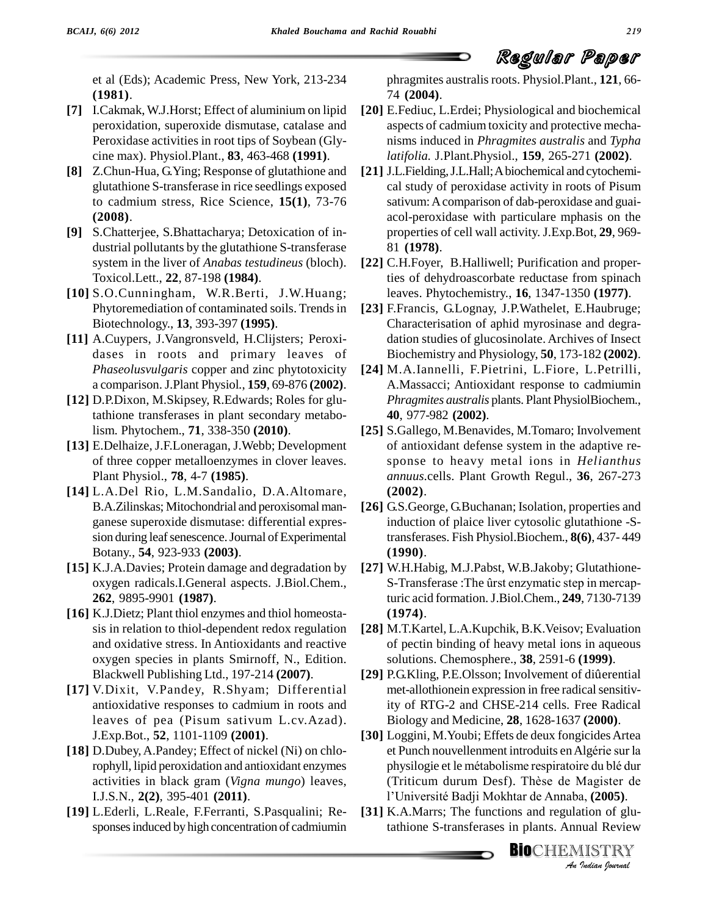et al (Eds); Academic Press, New York, 213-234 **(1981)**.

**[7]** I.Cakmak, W.J.Horst; Effect of aluminium on lipid peroxidation, superoxide dismutase, catalase and Peroxidase activities in root tips of Soybean (Glycine max). Physiol.Plant., **83**, 463-468 **(1991)**.

**[8]** Z.Chun-Hua, G.Ying; Response of glutathione and glutathione S-transferase in rice seedlings exposed to cadmium stress, Rice Science, **15(1)**, 73-76 **(2008)**.

**[9]** S.Chatterjee, S.Bhattacharya; Detoxication of industrial pollutants by the glutathione S-transferase system in the liver of *Anabas testudineus* (bloch). Toxicol.Lett., **22**, 87-198 **(1984)**.

**[10]** S.O.Cunningham, W.R.Berti, J.W.Huang; Phytoremediation of contaminated soils. Trends in Biotechnology., **13**, 393-397 **(1995)**.

**[11]** A.Cuypers, J.Vangronsveld, H.Clijsters; Peroxidases in roots and primary leaves of *Phaseolusvulgaris* copper and zinc phytotoxicity a comparison. J.Plant Physiol., **159**, 69-876 **(2002)**.

**[12]** D.P.Dixon, M.Skipsey, R.Edwards; Roles for glutathione transferases in plant secondary metabolism. Phytochem., **71**, 338-350 **(2010)**.

**[13]** E.Delhaize, J.F.Loneragan, J.Webb; Development of three copper metalloenzymes in clover leaves. Plant Physiol., **78**, 4-7 **(1985)**.

**[14]** L.A.Del Rio, L.M.Sandalio, D.A.Altomare, B.A.Zilinskas; Mitochondrial and peroxisomal manganese superoxide dismutase: differential expression during leaf senescence. Journal of Experimental Botany., **54**, 923-933 **(2003)**.

**[15]** K.J.A.Davies; Protein damage and degradation by oxygen radicals.I.General aspects. J.Biol.Chem., **262**, 9895-9901 **(1987)**.

**[16]** K.J.Dietz; Plant thiol enzymes and thiol homeostasis in relation to thiol-dependent redox regulation and oxidative stress. In Antioxidants and reactive oxygen species in plants Smirnoff, N., Edition. Blackwell Publishing Ltd., 197-214 **(2007)**.

**[17]** V.Dixit, V.Pandey, R.Shyam; Differential antioxidative responses to cadmium in roots and leaves of pea (Pisum sativum L.cv.Azad). J.Exp.Bot., **52**, 1101-1109 **(2001)**.

**[18]** D.Dubey, A.Pandey; Effect of nickel (Ni) on chlorophyll, lipid peroxidation and antioxidant enzymes activities in black gram (*Vigna mungo*) leaves, I.J.S.N., **2(2)**, 395-401 **(2011)**.

**[19]** L.Ederli, L.Reale, F.Ferranti, S.Pasqualini; Responses induced by high concentration of cadmiumin phragmites australis roots. Physiol.Plant., **121**, 66-74 **(2004)**.

**[20]** E.Fediuc, L.Erdei; Physiological and biochemical aspects of cadmium toxicity and protective mechanisms induced in *Phragmites australis* and *Typha latifolia.* J.Plant.Physiol., **159**, 265-271 **(2002)**.

**[21]** J.L.Fielding, J.L.Hall; A biochemical and cytochemical study of peroxidase activity in roots of Pisum sativum: A comparison of dab-peroxidase and guaiacol-peroxidase with particulare mphasis on the properties of cell wall activity. J.Exp.Bot, **29**, 969-81 **(1978)**.

**[22]** C.H.Foyer, B.Halliwell; Purification and properties of dehydroascorbate reductase from spinach leaves. Phytochemistry., **16**, 1347-1350 **(1977)**.

**[23]** F.Francis, G.Lognay, J.P.Wathelet, E.Haubruge; Characterisation of aphid myrosinase and degradation studies of glucosinolate. Archives of Insect Biochemistry and Physiology, **50**, 173-182 **(2002)**.

**[24]** M.A.Iannelli, F.Pietrini, L.Fiore, L.Petrilli, A.Massacci; Antioxidant response to cadmiumin *Phragmites australis* plants. Plant PhysiolBiochem., **40**, 977-982 **(2002)**.

**[25]** S.Gallego, M.Benavides, M.Tomaro; Involvement of antioxidant defense system in the adaptive response to heavy metal ions in *Helianthus annuus*.cells. Plant Growth Regul., **36**, 267-273 **(2002)**.

**[26]** G.S.George, G.Buchanan; Isolation, properties and induction of plaice liver cytosolic glutathione -S-transferases. Fish Physiol.Biochem., **8(6)**, 437- 449 **(1990)**.

**[27]** W.H.Habig, M.J.Pabst, W.B.Jakoby; Glutathione-S-Transferase :The ûrst enzymatic step in mercapturic acid formation. J.Biol.Chem., **249**, 7130-7139 **(1974)**.

**[28]** M.T.Kartel, L.A.Kupchik, B.K.Veisov; Evaluation of pectin binding of heavy metal ions in aqueous solutions. Chemosphere., **38**, 2591-6 **(1999)**.

**[29]** P.G.Kling, P.E.Olsson; Involvement of diûerential met-allothionein expression in free radical sensitivity of RTG-2 and CHSE-214 cells. Free Radical Biology and Medicine, **28**, 1628-1637 **(2000)**.

**[30]** Loggini, M.Youbi; Effets de deux fongicides Artea et Punch nouvellement introduits en Algérie sur la physilogie et le métabolisme respiratoire du blé dur (Triticum durum Desf). Thèse de Magister de l'Université Badji Mokhtar de Annaba, **(2005)**.

**[31]** K.A.Marrs; The functions and regulation of glutathione S-transferases in plants. Annual Review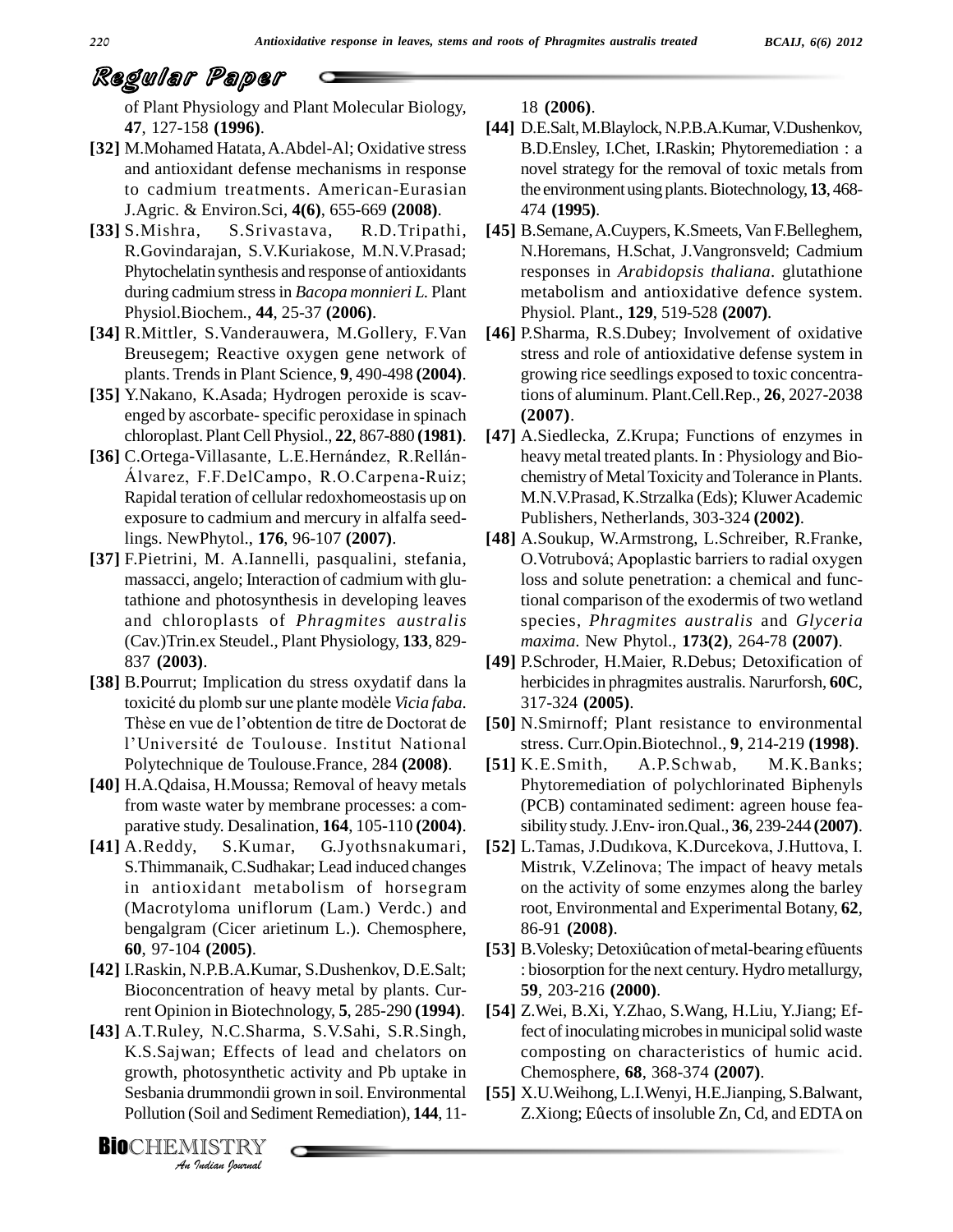of Plant Physiology and Plant Molecular Biology, **47**, 127-158 **(1996)**.

**[32]** M.Mohamed Hatata, A.Abdel-Al; Oxidative stress and antioxidant defense mechanisms in response to cadmium treatments. American-Eurasian J.Agric. & Environ.Sci, **4(6)**, 655-669 **(2008)**.

**[33]** S.Mishra, S.Srivastava, R.D.Tripathi, R.Govindarajan, S.V.Kuriakose, M.N.V.Prasad; Phytochelatin synthesis and response of antioxidants during cadmium stress in *Bacopa monnieri L.* Plant Physiol.Biochem., **44**, 25-37 **(2006)**.

**[34]** R.Mittler, S.Vanderauwera, M.Gollery, F.Van Breusegem; Reactive oxygen gene network of plants. Trends in Plant Science, **9**, 490-498 **(2004)**.

**[35]** Y.Nakano, K.Asada; Hydrogen peroxide is scavenged by ascorbate- specific peroxidase in spinach chloroplast. Plant Cell Physiol., **22**, 867-880 **(1981)**.

**[36]** C.Ortega-Villasante, L.E.Hernández, R.Rellán-Álvarez, F.F.DelCampo, R.O.Carpena-Ruiz; Rapidal teration of cellular redoxhomeostasis up on exposure to cadmium and mercury in alfalfa seedlings. NewPhytol., **176**, 96-107 **(2007)**.

**[37]** F.Pietrini, M. A.Iannelli, pasqualini, stefania, massacci, angelo; Interaction of cadmium with glutathione and photosynthesis in developing leaves and chloroplasts of *Phragmites australis* (Cav.)Trin.ex Steudel., Plant Physiology, **133**, 829-837 **(2003)**.

**[38]** B.Pourrut; Implication du stress oxydatif dans la toxicité du plomb sur une plante modèle *Vicia faba*. Thèse en vue de l'obtention de titre de Doctorat de l'Université de Toulouse. Institut National Polytechnique de Toulouse.France, 284 **(2008)**.

**[40]** H.A.Qdaisa, H.Moussa; Removal of heavy metals from waste water by membrane processes: a comparative study. Desalination, **164**, 105-110 **(2004)**.

**[41]** A.Reddy, S.Kumar, G.Jyothsnakumari, S.Thimmanaik, C.Sudhakar; Lead induced changes in antioxidant metabolism of horsegram (Macrotyloma uniflorum (Lam.) Verdc.) and bengalgram (Cicer arietinum L.). Chemosphere, **60**, 97-104 **(2005)**.

**[42]** I.Raskin, N.P.B.A.Kumar, S.Dushenkov, D.E.Salt; Bioconcentration of heavy metal by plants. Current Opinion in Biotechnology, **5**, 285-290 **(1994)**.

**[43]** A.T.Ruley, N.C.Sharma, S.V.Sahi, S.R.Singh, K.S.Sajwan; Effects of lead and chelators on growth, photosynthetic activity and Pb uptake in Sesbania drummondii grown in soil. Environmental Pollution (Soil and Sediment Remediation), **144**, 11-18 **(2006)**.

**[44]** D.E.Salt, M.Blaylock, N.P.B.A.Kumar, V.Dushenkov, B.D.Ensley, I.Chet, I.Raskin; Phytoremediation : a novel strategy for the removal of toxic metals from the environment using plants. Biotechnology, **13**, 468-474 **(1995)**.

**[45]** B.Semane, A.Cuypers, K.Smeets, Van F.Belleghem, N.Horemans, H.Schat, J.Vangronsveld; Cadmium responses in *Arabidopsis thaliana*. glutathione metabolism and antioxidative defence system. Physiol. Plant., **129**, 519-528 **(2007)**.

**[46]** P.Sharma, R.S.Dubey; Involvement of oxidative stress and role of antioxidative defense system in growing rice seedlings exposed to toxic concentrations of aluminum. Plant.Cell.Rep., **26**, 2027-2038 **(2007)**.

**[47]** A.Siedlecka, Z.Krupa; Functions of enzymes in heavy metal treated plants. In : Physiology and Biochemistry of Metal Toxicity and Tolerance in Plants. M.N.V.Prasad, K.Strzalka (Eds); Kluwer Academic Publishers, Netherlands, 303-324 **(2002)**.

**[48]** A.Soukup, W.Armstrong, L.Schreiber, R.Franke, O.Votrubová; Apoplastic barriers to radial oxygen loss and solute penetration: a chemical and functional comparison of the exodermis of two wetland species, *Phragmites australis* and *Glyceria maxima*. New Phytol., **173(2)**, 264-78 **(2007)**.

**[49]** P.Schroder, H.Maier, R.Debus; Detoxification of herbicides in phragmites australis. Narurforsh, **60C**, 317-324 **(2005)**.

**[50]** N.Smirnoff; Plant resistance to environmental stress. Curr.Opin.Biotechnol., **9**, 214-219 **(1998)**.

**[51]** K.E.Smith, A.P.Schwab, M.K.Banks; Phytoremediation of polychlorinated Biphenyls (PCB) contaminated sediment: agreen house feasibility study. J.Env- iron.Qual., **36**, 239-244 **(2007)**.

**[52]** L.Tamas, J.Dudıkova, K.Durcekova, J.Huttova, I. Mistrık, V.Zelinova; The impact of heavy metals on the activity of some enzymes along the barley root, Environmental and Experimental Botany, **62**, 86-91 **(2008)**.

**[53]** B.Volesky; Detoxiûcation of metal-bearing efûuents : biosorption for the next century. Hydro metallurgy, **59**, 203-216 **(2000)**.

**[54]** Z.Wei, B.Xi, Y.Zhao, S.Wang, H.Liu, Y.Jiang; Effect of inoculating microbes in municipal solid waste composting on characteristics of humic acid. Chemosphere, **68**, 368-374 **(2007)**.

**[55]** X.U.Weihong, L.I.Wenyi, H.E.Jianping, S.Balwant, Z.Xiong; Eûects of insoluble Zn, Cd, and EDTA on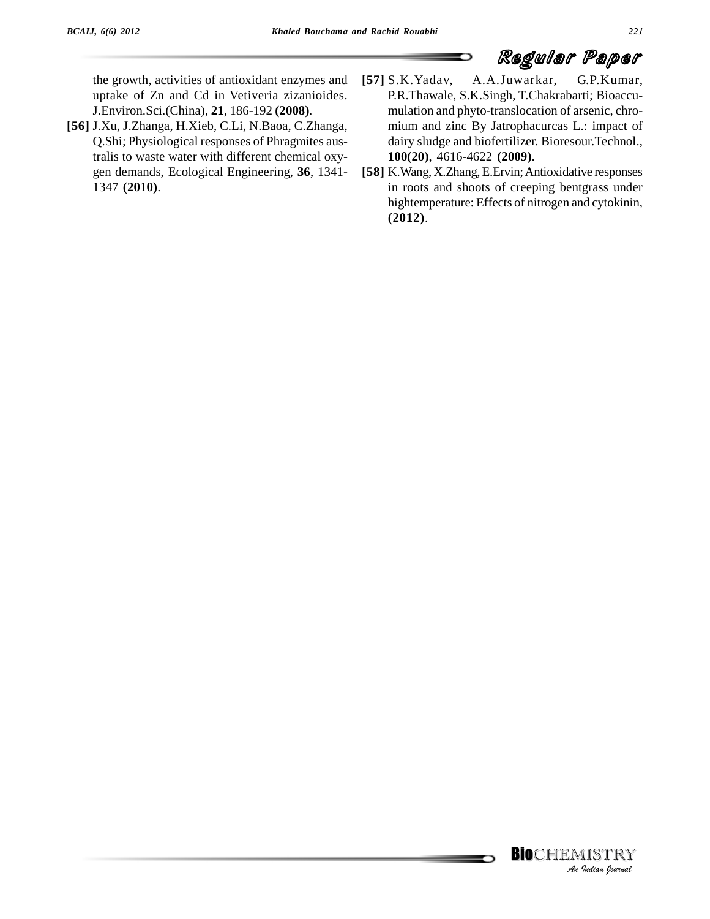the growth, activities of antioxidant enzymes and uptake of Zn and Cd in Vetiveria zizanioides. J.Environ.Sci.(China), **21**, 186-192 **(2008)**.

**[56]** J.Xu, J.Zhanga, H.Xieb, C.Li, N.Baoa, C.Zhanga, Q.Shi; Physiological responses of Phragmites australis to waste water with different chemical oxygen demands, Ecological Engineering, **36**, 1341-1347 **(2010)**.

**[57]** S.K.Yadav, A.A.Juwarkar, G.P.Kumar, P.R.Thawale, S.K.Singh, T.Chakrabarti; Bioaccumulation and phyto-translocation of arsenic, chromium and zinc By Jatrophacurcas L.: impact of dairy sludge and biofertilizer. Bioresour.Technol., **100(20)**, 4616-4622 **(2009)**.

**[58]** K.Wang, X.Zhang, E.Ervin; Antioxidative responses in roots and shoots of creeping bentgrass under hightemperature: Effects of nitrogen and cytokinin, **(2012)**.